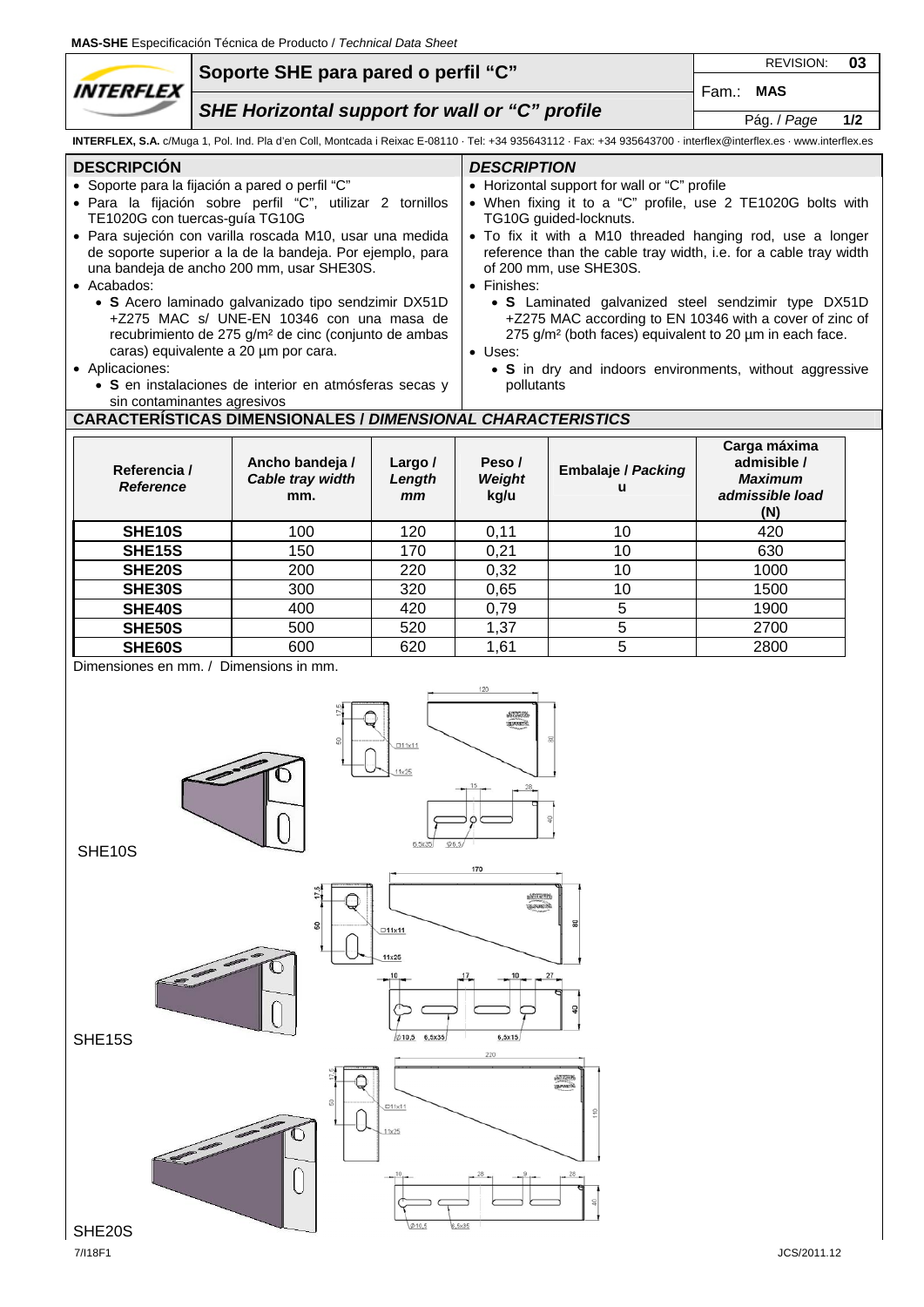**MAS-SHE** Especificación Técnica de Producto / *Technical Data Sheet*

# Soporte SHE para pared o perfil "C"

## *SHE Horizontal support for wall or "C" profile*

REVISION: **03**

Fam.: **MAS**

**INTERFLEX, S.A.** c/Muga 1, Pol. Ind. Pla d'en Coll, Montcada i Reixac E-08110 · Tel: +34 935643112 · Fax: +34 935643700 · interflex@interflex.es · www.interflex.es

## DESCRIPCIÓN

- Soporte para la fijación a pared o perfil "C"
- Para la fijación sobre perfil "C", utilizar 2 tornillos TE1020G con tuercas-guía TG10G
- Para sujeción con varilla roscada M10, usar una medida de soporte superior a la de la bandeja. Por ejemplo, para una bandeja de ancho 200 mm, usar SHE30S.
- Acabados:
  - **S** Acero laminado galvanizado tipo sendzimir DX51D +Z275 MAC s/ UNE-EN 10346 con una masa de recubrimiento de 275 g/m² de cinc (conjunto de ambas caras) equivalente a 20 µm por cara.
- Aplicaciones:
  - **S** en instalaciones de interior en atmósferas secas y sin contaminantes agresivos

## *DESCRIPTION*

- Horizontal support for wall or "C" profile
- When fixing it to a "C" profile, use 2 TE1020G bolts with TG10G guided-locknuts.
- To fix it with a M10 threaded hanging rod, use a longer reference than the cable tray width, i.e. for a cable tray width of 200 mm, use SHE30S.
- Finishes:
  - **S** Laminated galvanized steel sendzimir type DX51D +Z275 MAC according to EN 10346 with a cover of zinc of 275 g/m² (both faces) equivalent to 20 µm in each face.
- Uses:
  - **S** in dry and indoors environments, without aggressive pollutants

## CARACTERÍSTICAS DIMENSIONALES / *DIMENSIONAL CHARACTERISTICS*

| Referencia / *Reference* | Ancho bandeja / *Cable tray width* mm. | Largo / *Length* *mm* | Peso / *Weight* kg/u | Embalaje / *Packing* u | Carga máxima admisible / *Maximum admissible load* (N) |
|---|---|---|---|---|---|
| **SHE10S** | 100 | 120 | 0,11 | 10 | 420 |
| **SHE15S** | 150 | 170 | 0,21 | 10 | 630 |
| **SHE20S** | 200 | 220 | 0,32 | 10 | 1000 |
| **SHE30S** | 300 | 320 | 0,65 | 10 | 1500 |
| **SHE40S** | 400 | 420 | 0,79 | 5 | 1900 |
| **SHE50S** | 500 | 520 | 1,37 | 5 | 2700 |
| **SHE60S** | 600 | 620 | 1,61 | 5 | 2800 |

Dimensiones en mm. / Dimensions in mm.

SHE10S

SHE15S

SHE20S

7/I18F1 JCS/2011.12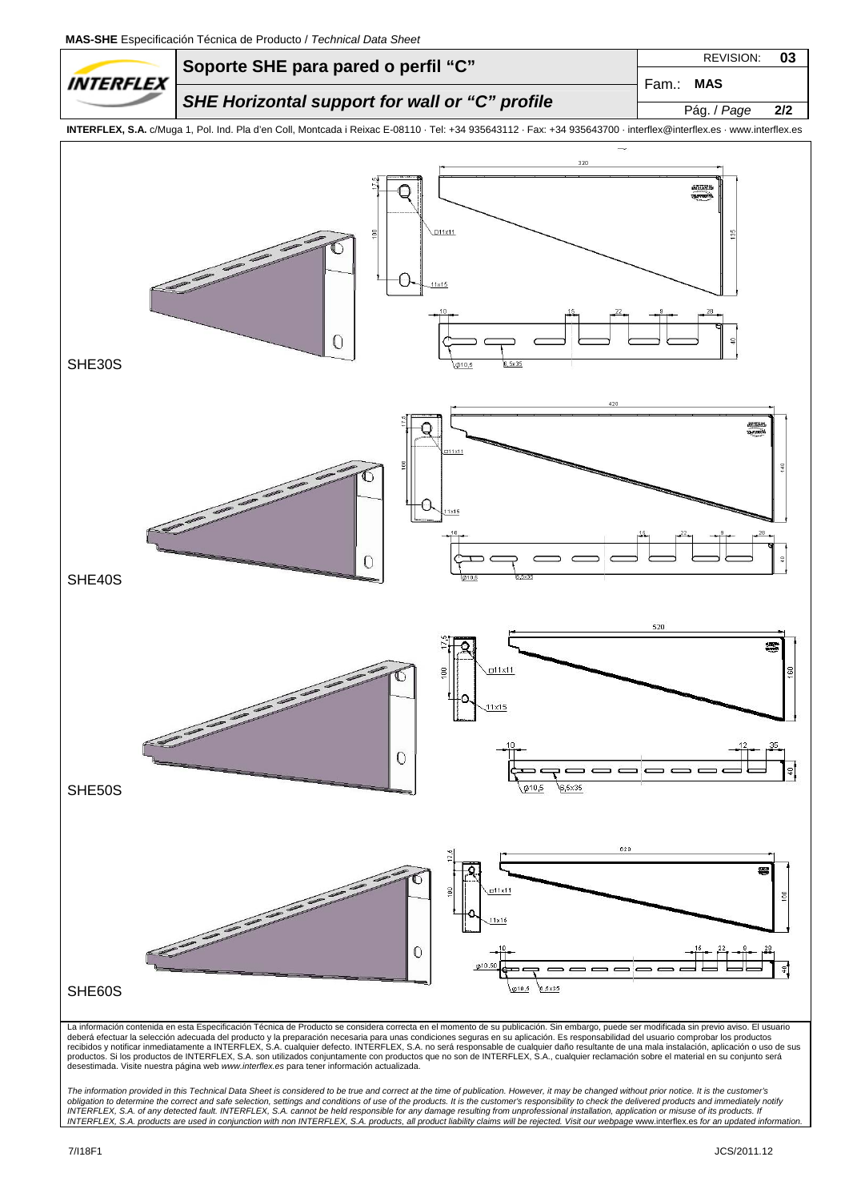# Soporte SHE para pared o perfil "C"

## *SHE Horizontal support for wall or "C" profile*

REVISION: **03**

Fam.: **MAS**

**INTERFLEX, S.A.** c/Muga 1, Pol. Ind. Pla d'en Coll, Montcada i Reixac E-08110 · Tel: +34 935643112 · Fax: +34 935643700 · interflex@interflex.es · www.interflex.es

SHE30S

320
17,5
100
□11x11
11x15
135
10
15
22
9
28
40
Ø10,5
6,5x35

SHE40S

420
17,5
100
□11x11
11x15
140
10
15
22
9
28
40
Ø10,5
6,5x35

SHE50S

520
17,5
100
□11x11
11x15
160
10
12
35
40
Ø10,5
6,5x35

SHE60S

620
17,5
100
□11x11
11x15
180
10
15
22
9
23
40
Ø10,50
Ø10,5
6,5x35

La información contenida en esta Especificación Técnica de Producto se considera correcta en el momento de su publicación. Sin embargo, puede ser modificada sin previo aviso. El usuario deberá efectuar la selección adecuada del producto y la preparación necesaria para unas condiciones seguras en su aplicación. Es responsabilidad del usuario comprobar los productos recibidos y notificar inmediatamente a INTERFLEX, S.A. cualquier defecto. INTERFLEX, S.A. no será responsable de cualquier daño resultante de una mala instalación, aplicación o uso de sus productos. Si los productos de INTERFLEX, S.A. son utilizados conjuntamente con productos que no son de INTERFLEX, S.A., cualquier reclamación sobre el material en su conjunto será desestimada. Visite nuestra página web *www.interflex.es* para tener información actualizada.

*The information provided in this Technical Data Sheet is considered to be true and correct at the time of publication. However, it may be changed without prior notice. It is the customer's obligation to determine the correct and safe selection, settings and conditions of use of the products. It is the customer's responsibility to check the delivered products and immediately notify INTERFLEX, S.A. of any detected fault. INTERFLEX, S.A. cannot be held responsible for any damage resulting from unprofessional installation, application or misuse of its products. If INTERFLEX, S.A. products are used in conjunction with non INTERFLEX, S.A. products, all product liability claims will be rejected. Visit our webpage* www.interflex.es *for an updated information.*

7/I18F1

JCS/2011.12